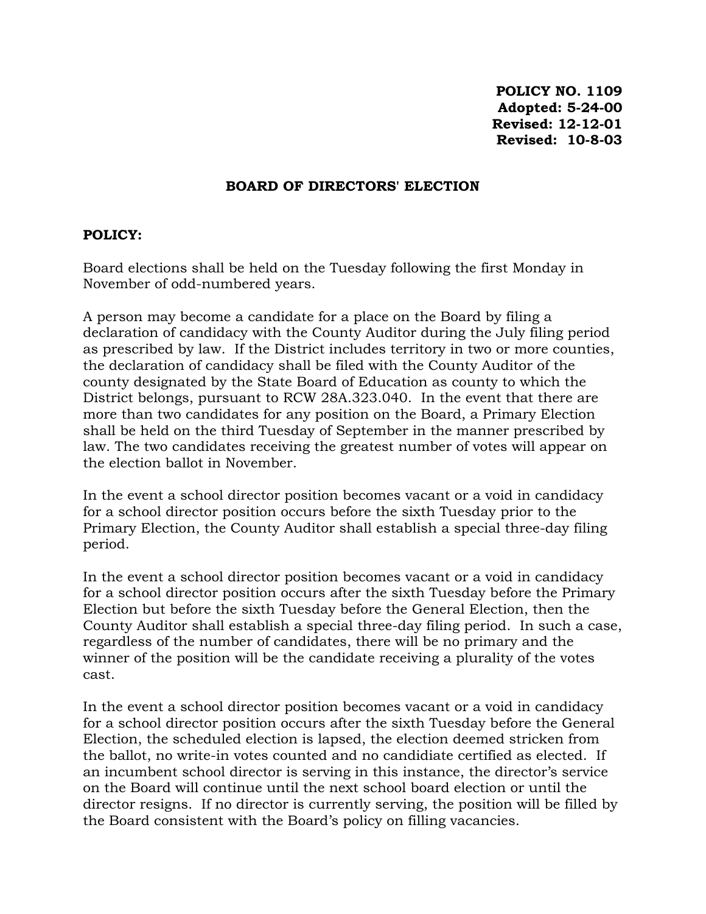**POLICY NO. 1109**
**Adopted: 5-24-00**
**Revised: 12-12-01**
**Revised: 10-8-03**

# BOARD OF DIRECTORS' ELECTION

## POLICY:

Board elections shall be held on the Tuesday following the first Monday in November of odd-numbered years.

A person may become a candidate for a place on the Board by filing a declaration of candidacy with the County Auditor during the July filing period as prescribed by law. If the District includes territory in two or more counties, the declaration of candidacy shall be filed with the County Auditor of the county designated by the State Board of Education as county to which the District belongs, pursuant to RCW 28A.323.040. In the event that there are more than two candidates for any position on the Board, a Primary Election shall be held on the third Tuesday of September in the manner prescribed by law. The two candidates receiving the greatest number of votes will appear on the election ballot in November.

In the event a school director position becomes vacant or a void in candidacy for a school director position occurs before the sixth Tuesday prior to the Primary Election, the County Auditor shall establish a special three-day filing period.

In the event a school director position becomes vacant or a void in candidacy for a school director position occurs after the sixth Tuesday before the Primary Election but before the sixth Tuesday before the General Election, then the County Auditor shall establish a special three-day filing period. In such a case, regardless of the number of candidates, there will be no primary and the winner of the position will be the candidate receiving a plurality of the votes cast.

In the event a school director position becomes vacant or a void in candidacy for a school director position occurs after the sixth Tuesday before the General Election, the scheduled election is lapsed, the election deemed stricken from the ballot, no write-in votes counted and no candidiate certified as elected. If an incumbent school director is serving in this instance, the director's service on the Board will continue until the next school board election or until the director resigns. If no director is currently serving, the position will be filled by the Board consistent with the Board's policy on filling vacancies.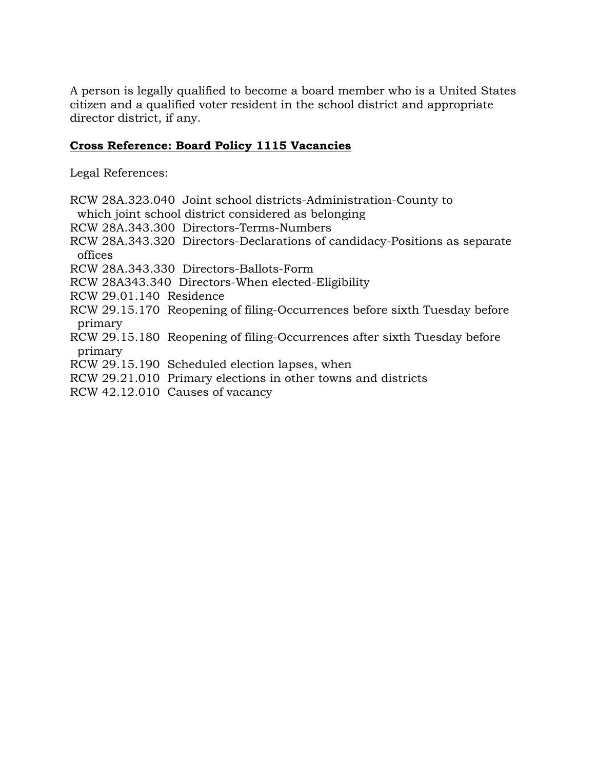A person is legally qualified to become a board member who is a United States citizen and a qualified voter resident in the school district and appropriate director district, if any.

**Cross Reference: Board Policy 1115 Vacancies**

Legal References:

RCW 28A.323.040 Joint school districts-Administration-County to which joint school district considered as belonging
RCW 28A.343.300 Directors-Terms-Numbers
RCW 28A.343.320 Directors-Declarations of candidacy-Positions as separate offices
RCW 28A.343.330 Directors-Ballots-Form
RCW 28A343.340 Directors-When elected-Eligibility
RCW 29.01.140 Residence
RCW 29.15.170 Reopening of filing-Occurrences before sixth Tuesday before primary
RCW 29.15.180 Reopening of filing-Occurrences after sixth Tuesday before primary
RCW 29.15.190 Scheduled election lapses, when
RCW 29.21.010 Primary elections in other towns and districts
RCW 42.12.010 Causes of vacancy